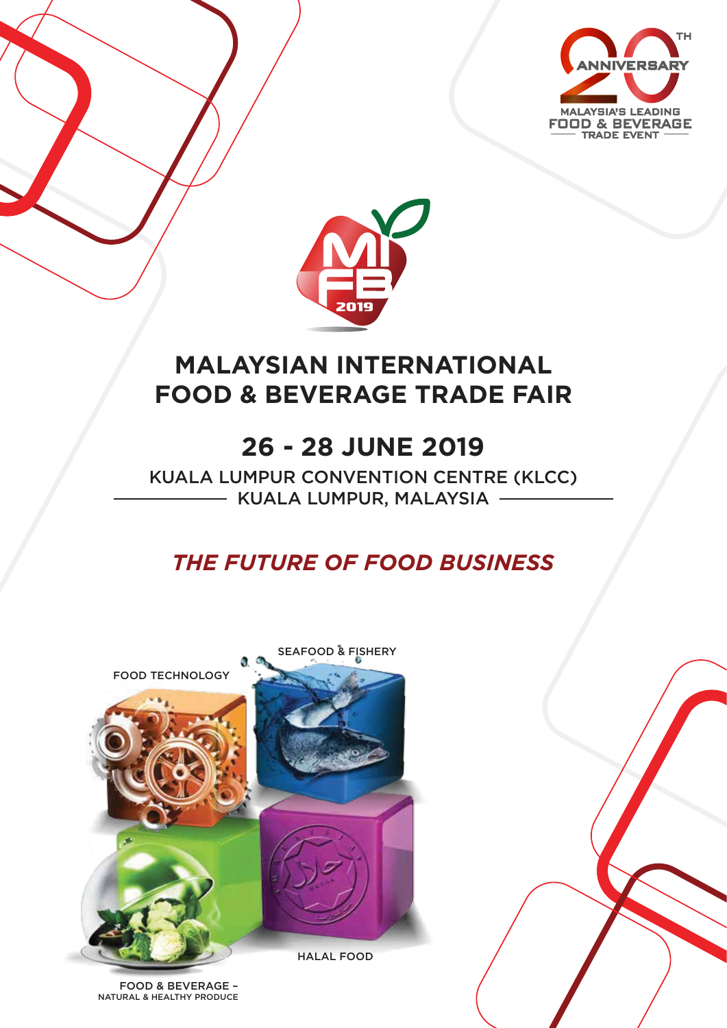20TH ANNIVERSARY

MALAYSIA'S LEADING FOOD & BEVERAGE TRADE EVENT

MIFB 2019

# MALAYSIAN INTERNATIONAL FOOD & BEVERAGE TRADE FAIR

## 26 - 28 JUNE 2019

KUALA LUMPUR CONVENTION CENTRE (KLCC)
KUALA LUMPUR, MALAYSIA

***THE FUTURE OF FOOD BUSINESS***

SEAFOOD & FISHERY

FOOD TECHNOLOGY

HALAL FOOD

FOOD & BEVERAGE –
NATURAL & HEALTHY PRODUCE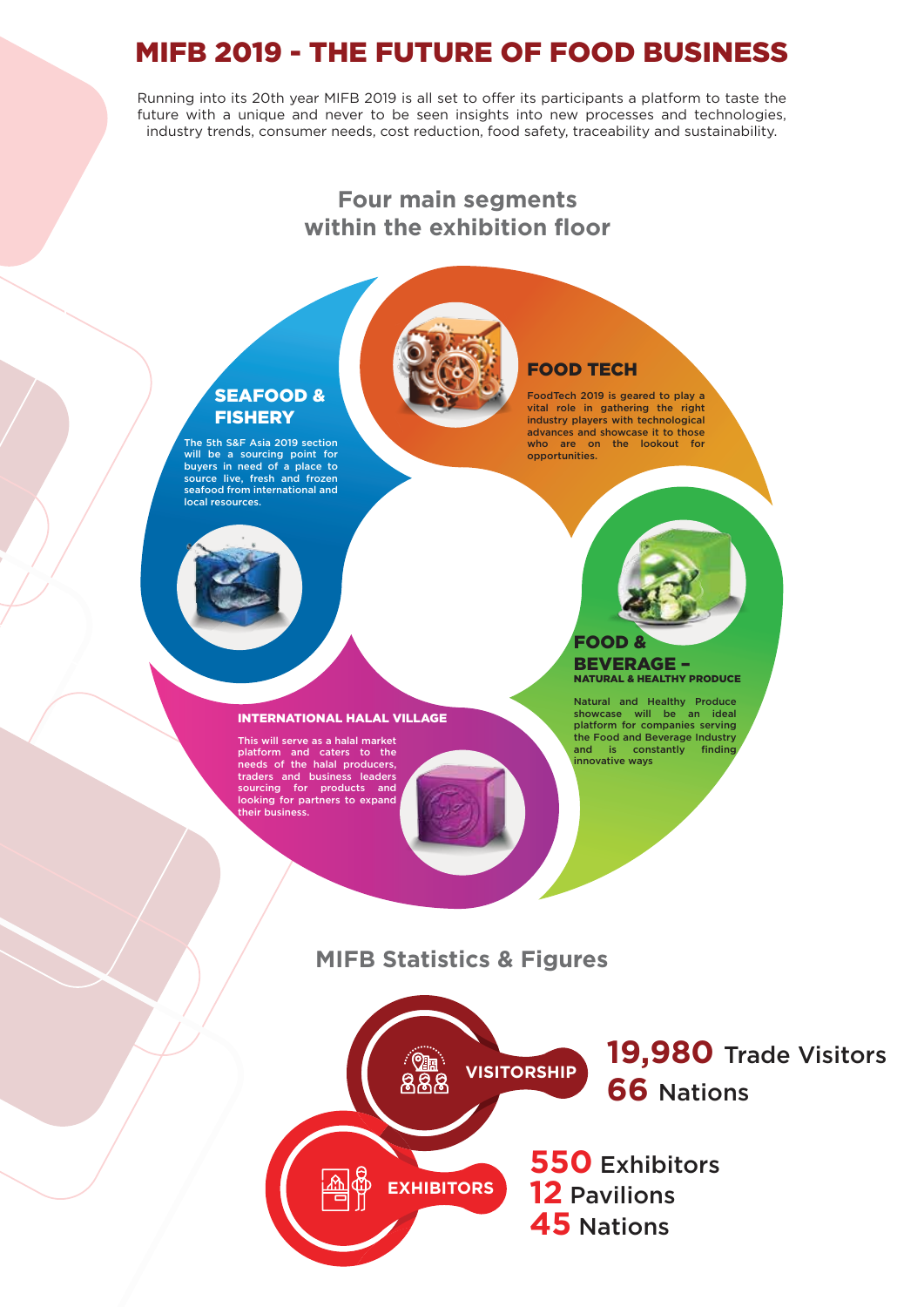# MIFB 2019 - THE FUTURE OF FOOD BUSINESS

Running into its 20th year MIFB 2019 is all set to offer its participants a platform to taste the future with a unique and never to be seen insights into new processes and technologies, industry trends, consumer needs, cost reduction, food safety, traceability and sustainability.

## Four main segments within the exhibition floor

### FOOD TECH

FoodTech 2019 is geared to play a vital role in gathering the right industry players with technological advances and showcase it to those who are on the lookout for opportunities.

### SEAFOOD & FISHERY

The 5th S&F Asia 2019 section will be a sourcing point for buyers in need of a place to source live, fresh and frozen seafood from international and local resources.

### FOOD & BEVERAGE – NATURAL & HEALTHY PRODUCE

Natural and Healthy Produce showcase will be an ideal platform for companies serving the Food and Beverage Industry and is constantly finding innovative ways

### INTERNATIONAL HALAL VILLAGE

This will serve as a halal market platform and caters to the needs of the halal producers, traders and business leaders sourcing for products and looking for partners to expand their business.

## MIFB Statistics & Figures

**VISITORSHIP**

**19,980** Trade Visitors
**66** Nations

**EXHIBITORS**

**550** Exhibitors
**12** Pavilions
**45** Nations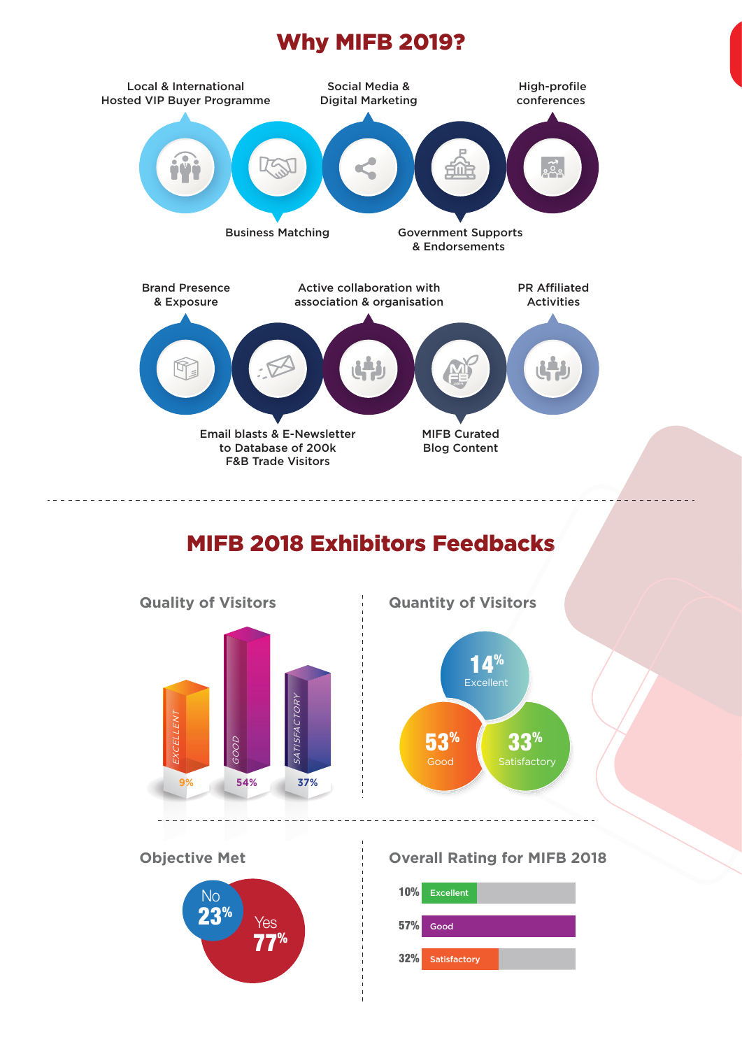# Why MIFB 2019?

- Local & International Hosted VIP Buyer Programme
- Business Matching
- Social Media & Digital Marketing
- Government Supports & Endorsements
- High-profile conferences
- Brand Presence & Exposure
- Email blasts & E-Newsletter to Database of 200k F&B Trade Visitors
- Active collaboration with association & organisation
- MIFB Curated Blog Content
- PR Affiliated Activities

# MIFB 2018 Exhibitors Feedbacks

## Quality of Visitors

| Rating | % |
|---|---|
| Excellent | 9% |
| Good | 54% |
| Satisfactory | 37% |

## Quantity of Visitors

| Rating | % |
|---|---|
| Excellent | 14% |
| Good | 53% |
| Satisfactory | 33% |

## Objective Met

| Response | % |
|---|---|
| No | 23% |
| Yes | 77% |

## Overall Rating for MIFB 2018

| Rating | % |
|---|---|
| Excellent | 10% |
| Good | 57% |
| Satisfactory | 32% |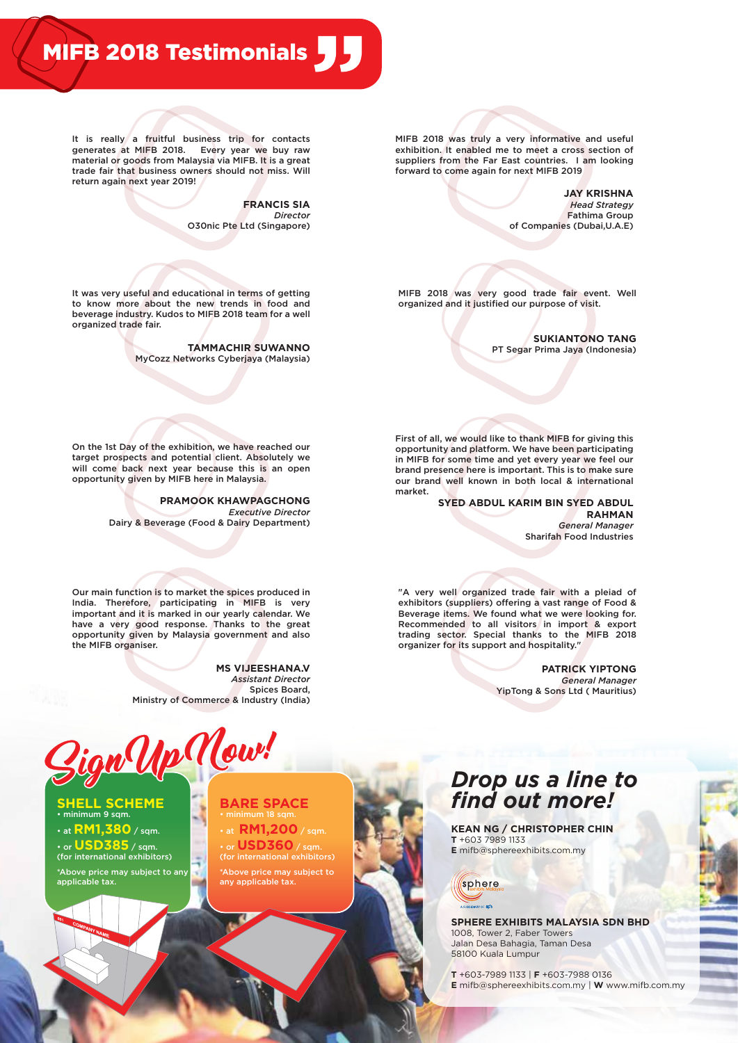# MIFB 2018 Testimonials

It is really a fruitful business trip for contacts generates at MIFB 2018. Every year we buy raw material or goods from Malaysia via MIFB. It is a great trade fair that business owners should not miss. Will return again next year 2019!

**FRANCIS SIA**
*Director*
O30nic Pte Ltd (Singapore)

MIFB 2018 was truly a very informative and useful exhibition. It enabled me to meet a cross section of suppliers from the Far East countries. I am looking forward to come again for next MIFB 2019

**JAY KRISHNA**
*Head Strategy*
Fathima Group of Companies (Dubai,U.A.E)

It was very useful and educational in terms of getting to know more about the new trends in food and beverage industry. Kudos to MIFB 2018 team for a well organized trade fair.

**TAMMACHIR SUWANNO**
MyCozz Networks Cyberjaya (Malaysia)

MIFB 2018 was very good trade fair event. Well organized and it justified our purpose of visit.

**SUKIANTONO TANG**
PT Segar Prima Jaya (Indonesia)

On the 1st Day of the exhibition, we have reached our target prospects and potential client. Absolutely we will come back next year because this is an open opportunity given by MIFB here in Malaysia.

**PRAMOOK KHAWPAGCHONG**
*Executive Director*
Dairy & Beverage (Food & Dairy Department)

First of all, we would like to thank MIFB for giving this opportunity and platform. We have been participating in MIFB for some time and yet every year we feel our brand presence here is important. This is to make sure our brand well known in both local & international market.

**SYED ABDUL KARIM BIN SYED ABDUL RAHMAN**
*General Manager*
Sharifah Food Industries

Our main function is to market the spices produced in India. Therefore, participating in MIFB is very important and it is marked in our yearly calendar. We have a very good response. Thanks to the great opportunity given by Malaysia government and also the MIFB organiser.

**MS VIJEESHANA.V**
*Assistant Director*
Spices Board,
Ministry of Commerce & Industry (India)

"A very well organized trade fair with a pleiad of exhibitors (suppliers) offering a vast range of Food & Beverage items. We found what we were looking for. Recommended to all visitors in import & export trading sector. Special thanks to the MIFB 2018 organizer for its support and hospitality."

**PATRICK YIPTONG**
*General Manager*
YipTong & Sons Ltd ( Mauritius)

## Sign Up Now!

### SHELL SCHEME
- minimum 9 sqm.
- at **RM1,380** / sqm.
- or **USD385** / sqm. (for international exhibitors)

*Above price may subject to any applicable tax.

### BARE SPACE
- minimum 18 sqm.
- at **RM1,200** / sqm.
- or **USD360** / sqm. (for international exhibitors)

*Above price may subject to any applicable tax.

## Drop us a line to find out more!

**KEAN NG / CHRISTOPHER CHIN**
**T** +603 7989 1133
**E** mifb@sphereexhibits.com.my

**SPHERE EXHIBITS MALAYSIA SDN BHD**
1008, Tower 2, Faber Towers
Jalan Desa Bahagia, Taman Desa
58100 Kuala Lumpur

**T** +603-7989 1133 | **F** +603-7988 0136
**E** mifb@sphereexhibits.com.my | **W** www.mifb.com.my